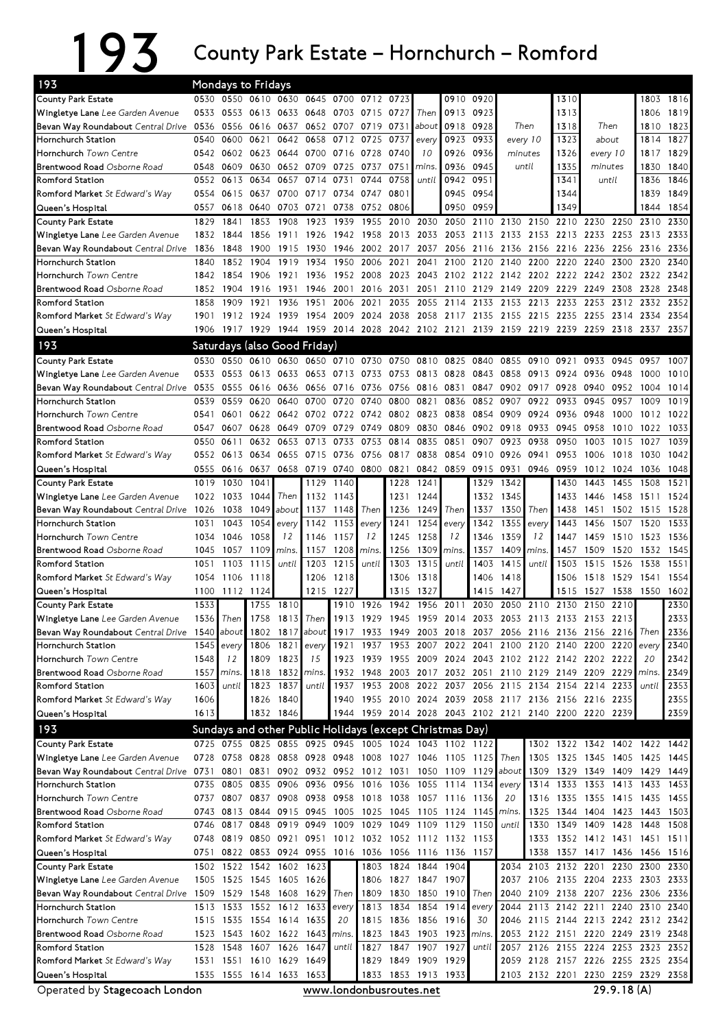# 193 County Park Estate – Hornchurch – Romford

## 193 Mondays to Fridays

| Stop | | | | | | | | | | | | | | | | |
|---|---|---|---|---|---|---|---|---|---|---|---|---|---|---|---|---|
| County Park Estate | 0530 | 0550 | 0610 | 0630 | 0645 | 0700 | 0712 | 0723 | | 0910 | 0920 | | 1310 | | 1803 | 1816 |
| Wingletye Lane *Lee Garden Avenue* | 0533 | 0553 | 0613 | 0633 | 0648 | 0703 | 0715 | 0727 | Then | 0913 | 0923 | | 1313 | | 1806 | 1819 |
| Bevan Way Roundabout *Central Drive* | 0536 | 0556 | 0616 | 0637 | 0652 | 0707 | 0719 | 0731 | about | 0918 | 0928 | Then | 1318 | Then | 1810 | 1823 |
| Hornchurch Station | 0540 | 0600 | 0621 | 0642 | 0658 | 0712 | 0725 | 0737 | every | 0923 | 0933 | every 10 | 1323 | about | 1814 | 1827 |
| Hornchurch *Town Centre* | 0542 | 0602 | 0623 | 0644 | 0700 | 0716 | 0728 | 0740 | 10 | 0926 | 0936 | minutes | 1326 | every 10 | 1817 | 1829 |
| Brentwood Road *Osborne Road* | 0548 | 0609 | 0630 | 0652 | 0709 | 0725 | 0737 | 0751 | mins. | 0936 | 0945 | until | 1335 | minutes | 1830 | 1840 |
| Romford Station | 0552 | 0613 | 0634 | 0657 | 0714 | 0731 | 0744 | 0758 | until | 0942 | 0951 | | 1341 | until | 1836 | 1846 |
| Romford Market *St Edward's Way* | 0554 | 0615 | 0637 | 0700 | 0717 | 0734 | 0747 | 0801 | | 0945 | 0954 | | 1344 | | 1839 | 1849 |
| Queen's Hospital | 0557 | 0618 | 0640 | 0703 | 0721 | 0738 | 0752 | 0806 | | 0950 | 0959 | | 1349 | | 1844 | 1854 |

| Stop | | | | | | | | | | | | | | | | | | |
|---|---|---|---|---|---|---|---|---|---|---|---|---|---|---|---|---|---|---|
| County Park Estate | 1829 | 1841 | 1853 | 1908 | 1923 | 1939 | 1955 | 2010 | 2030 | 2050 | 2110 | 2130 | 2150 | 2210 | 2230 | 2250 | 2310 | 2330 |
| Wingletye Lane *Lee Garden Avenue* | 1832 | 1844 | 1856 | 1911 | 1926 | 1942 | 1958 | 2013 | 2033 | 2053 | 2113 | 2133 | 2153 | 2213 | 2233 | 2253 | 2313 | 2333 |
| Bevan Way Roundabout *Central Drive* | 1836 | 1848 | 1900 | 1915 | 1930 | 1946 | 2002 | 2017 | 2037 | 2056 | 2116 | 2136 | 2156 | 2216 | 2236 | 2256 | 2316 | 2336 |
| Hornchurch Station | 1840 | 1852 | 1904 | 1919 | 1934 | 1950 | 2006 | 2021 | 2041 | 2100 | 2120 | 2140 | 2200 | 2220 | 2240 | 2300 | 2320 | 2340 |
| Hornchurch *Town Centre* | 1842 | 1854 | 1906 | 1921 | 1936 | 1952 | 2008 | 2023 | 2043 | 2102 | 2122 | 2142 | 2202 | 2222 | 2242 | 2302 | 2322 | 2342 |
| Brentwood Road *Osborne Road* | 1852 | 1904 | 1916 | 1931 | 1946 | 2001 | 2016 | 2031 | 2051 | 2110 | 2129 | 2149 | 2209 | 2229 | 2249 | 2308 | 2328 | 2348 |
| Romford Station | 1858 | 1909 | 1921 | 1936 | 1951 | 2006 | 2021 | 2035 | 2055 | 2114 | 2133 | 2153 | 2213 | 2233 | 2253 | 2312 | 2332 | 2352 |
| Romford Market *St Edward's Way* | 1901 | 1912 | 1924 | 1939 | 1954 | 2009 | 2024 | 2038 | 2058 | 2117 | 2135 | 2155 | 2215 | 2235 | 2255 | 2314 | 2334 | 2354 |
| Queen's Hospital | 1906 | 1917 | 1929 | 1944 | 1959 | 2014 | 2028 | 2042 | 2102 | 2121 | 2139 | 2159 | 2219 | 2239 | 2259 | 2318 | 2337 | 2357 |

## 193 Saturdays (also Good Friday)

| Stop | | | | | | | | | | | | | | | | | | |
|---|---|---|---|---|---|---|---|---|---|---|---|---|---|---|---|---|---|---|
| County Park Estate | 0530 | 0550 | 0610 | 0630 | 0650 | 0710 | 0730 | 0750 | 0810 | 0825 | 0840 | 0855 | 0910 | 0921 | 0933 | 0945 | 0957 | 1007 |
| Wingletye Lane *Lee Garden Avenue* | 0533 | 0553 | 0613 | 0633 | 0653 | 0713 | 0733 | 0753 | 0813 | 0828 | 0843 | 0858 | 0913 | 0924 | 0936 | 0948 | 1000 | 1010 |
| Bevan Way Roundabout *Central Drive* | 0535 | 0555 | 0616 | 0636 | 0656 | 0716 | 0736 | 0756 | 0816 | 0831 | 0847 | 0902 | 0917 | 0928 | 0940 | 0952 | 1004 | 1014 |
| Hornchurch Station | 0539 | 0559 | 0620 | 0640 | 0700 | 0720 | 0740 | 0800 | 0821 | 0836 | 0852 | 0907 | 0922 | 0933 | 0945 | 0957 | 1009 | 1019 |
| Hornchurch *Town Centre* | 0541 | 0601 | 0622 | 0642 | 0702 | 0722 | 0742 | 0802 | 0823 | 0838 | 0854 | 0909 | 0924 | 0936 | 0948 | 1000 | 1012 | 1022 |
| Brentwood Road *Osborne Road* | 0547 | 0607 | 0628 | 0649 | 0709 | 0729 | 0749 | 0809 | 0830 | 0846 | 0902 | 0918 | 0933 | 0945 | 0958 | 1010 | 1022 | 1033 |
| Romford Station | 0550 | 0611 | 0632 | 0653 | 0713 | 0733 | 0753 | 0814 | 0835 | 0851 | 0907 | 0923 | 0938 | 0950 | 1003 | 1015 | 1027 | 1039 |
| Romford Market *St Edward's Way* | 0552 | 0613 | 0634 | 0655 | 0715 | 0736 | 0756 | 0817 | 0838 | 0854 | 0910 | 0926 | 0941 | 0953 | 1006 | 1018 | 1030 | 1042 |
| Queen's Hospital | 0555 | 0616 | 0637 | 0658 | 0719 | 0740 | 0800 | 0821 | 0842 | 0859 | 0915 | 0931 | 0946 | 0959 | 1012 | 1024 | 1036 | 1048 |

| Stop | | | | | | | | | | | | | | | | | | |
|---|---|---|---|---|---|---|---|---|---|---|---|---|---|---|---|---|---|---|
| County Park Estate | 1019 | 1030 | 1041 | | 1129 | 1140 | | 1228 | 1241 | | 1329 | 1342 | | 1430 | 1443 | 1455 | 1508 | 1521 |
| Wingletye Lane *Lee Garden Avenue* | 1022 | 1033 | 1044 | Then | 1132 | 1143 | | 1231 | 1244 | | 1332 | 1345 | | 1433 | 1446 | 1458 | 1511 | 1524 |
| Bevan Way Roundabout *Central Drive* | 1026 | 1038 | 1049 | about | 1137 | 1148 | Then | 1236 | 1249 | Then | 1337 | 1350 | Then | 1438 | 1451 | 1502 | 1515 | 1528 |
| Hornchurch Station | 1031 | 1043 | 1054 | every | 1142 | 1153 | every | 1241 | 1254 | every | 1342 | 1355 | every | 1443 | 1456 | 1507 | 1520 | 1533 |
| Hornchurch *Town Centre* | 1034 | 1046 | 1058 | 12 | 1146 | 1157 | 12 | 1245 | 1258 | 12 | 1346 | 1359 | 12 | 1447 | 1459 | 1510 | 1523 | 1536 |
| Brentwood Road *Osborne Road* | 1045 | 1057 | 1109 | mins. | 1157 | 1208 | mins. | 1256 | 1309 | mins. | 1357 | 1409 | mins. | 1457 | 1509 | 1520 | 1532 | 1545 |
| Romford Station | 1051 | 1103 | 1115 | until | 1203 | 1215 | until | 1303 | 1315 | until | 1403 | 1415 | until | 1503 | 1515 | 1526 | 1538 | 1551 |
| Romford Market *St Edward's Way* | 1054 | 1106 | 1118 | | 1206 | 1218 | | 1306 | 1318 | | 1406 | 1418 | | 1506 | 1518 | 1529 | 1541 | 1554 |
| Queen's Hospital | 1100 | 1112 | 1124 | | 1215 | 1227 | | 1315 | 1327 | | 1415 | 1427 | | 1515 | 1527 | 1538 | 1550 | 1602 |

| Stop | | | | | | | | | | | | | | | | | | |
|---|---|---|---|---|---|---|---|---|---|---|---|---|---|---|---|---|---|---|
| County Park Estate | 1533 | | 1755 | 1810 | | 1910 | 1926 | 1942 | 1956 | 2011 | 2030 | 2050 | 2110 | 2130 | 2150 | 2210 | | 2330 |
| Wingletye Lane *Lee Garden Avenue* | 1536 | Then | 1758 | 1813 | Then | 1913 | 1929 | 1945 | 1959 | 2014 | 2033 | 2053 | 2113 | 2133 | 2153 | 2213 | | 2333 |
| Bevan Way Roundabout *Central Drive* | 1540 | about | 1802 | 1817 | about | 1917 | 1933 | 1949 | 2003 | 2018 | 2037 | 2056 | 2116 | 2136 | 2156 | 2216 | Then | 2336 |
| Hornchurch Station | 1545 | every | 1806 | 1821 | every | 1921 | 1937 | 1953 | 2007 | 2022 | 2041 | 2100 | 2120 | 2140 | 2200 | 2220 | every | 2340 |
| Hornchurch *Town Centre* | 1548 | 12 | 1809 | 1823 | 15 | 1923 | 1939 | 1955 | 2009 | 2024 | 2043 | 2102 | 2122 | 2142 | 2202 | 2222 | 20 | 2342 |
| Brentwood Road *Osborne Road* | 1557 | mins. | 1818 | 1832 | mins. | 1932 | 1948 | 2003 | 2017 | 2032 | 2051 | 2110 | 2129 | 2149 | 2209 | 2229 | mins. | 2349 |
| Romford Station | 1603 | until | 1823 | 1837 | until | 1937 | 1953 | 2008 | 2022 | 2037 | 2056 | 2115 | 2134 | 2154 | 2214 | 2233 | until | 2353 |
| Romford Market *St Edward's Way* | 1606 | | 1826 | 1840 | | 1940 | 1955 | 2010 | 2024 | 2039 | 2058 | 2117 | 2136 | 2156 | 2216 | 2235 | | 2355 |
| Queen's Hospital | 1613 | | 1832 | 1846 | | 1944 | 1959 | 2014 | 2028 | 2043 | 2102 | 2121 | 2140 | 2200 | 2220 | 2239 | | 2359 |

## 193 Sundays and other Public Holidays (except Christmas Day)

| Stop | | | | | | | | | | | | | | | | | | |
|---|---|---|---|---|---|---|---|---|---|---|---|---|---|---|---|---|---|---|
| County Park Estate | 0725 | 0755 | 0825 | 0855 | 0925 | 0945 | 1005 | 1024 | 1043 | 1102 | 1122 | | 1302 | 1322 | 1342 | 1402 | 1422 | 1442 |
| Wingletye Lane *Lee Garden Avenue* | 0728 | 0758 | 0828 | 0858 | 0928 | 0948 | 1008 | 1027 | 1046 | 1105 | 1125 | Then | 1305 | 1325 | 1345 | 1405 | 1425 | 1445 |
| Bevan Way Roundabout *Central Drive* | 0731 | 0801 | 0831 | 0902 | 0932 | 0952 | 1012 | 1031 | 1050 | 1109 | 1129 | about | 1309 | 1329 | 1349 | 1409 | 1429 | 1449 |
| Hornchurch Station | 0735 | 0805 | 0835 | 0906 | 0936 | 0956 | 1016 | 1036 | 1055 | 1114 | 1134 | every | 1314 | 1333 | 1353 | 1413 | 1433 | 1453 |
| Hornchurch *Town Centre* | 0737 | 0807 | 0837 | 0908 | 0938 | 0958 | 1018 | 1038 | 1057 | 1116 | 1136 | 20 | 1316 | 1335 | 1355 | 1415 | 1435 | 1455 |
| Brentwood Road *Osborne Road* | 0743 | 0813 | 0844 | 0915 | 0945 | 1005 | 1025 | 1045 | 1105 | 1124 | 1145 | mins. | 1325 | 1344 | 1404 | 1423 | 1443 | 1503 |
| Romford Station | 0746 | 0817 | 0848 | 0919 | 0949 | 1009 | 1029 | 1049 | 1109 | 1129 | 1150 | until | 1330 | 1349 | 1409 | 1428 | 1448 | 1508 |
| Romford Market *St Edward's Way* | 0748 | 0819 | 0850 | 0921 | 0951 | 1012 | 1032 | 1052 | 1112 | 1132 | 1153 | | 1333 | 1352 | 1412 | 1431 | 1451 | 1511 |
| Queen's Hospital | 0751 | 0822 | 0853 | 0924 | 0955 | 1016 | 1036 | 1056 | 1116 | 1136 | 1157 | | 1338 | 1357 | 1417 | 1436 | 1456 | 1516 |

| Stop | | | | | | | | | | | | | | | | | | |
|---|---|---|---|---|---|---|---|---|---|---|---|---|---|---|---|---|---|---|
| County Park Estate | 1502 | 1522 | 1542 | 1602 | 1623 | | 1803 | 1824 | 1844 | 1904 | | 2034 | 2103 | 2132 | 2201 | 2230 | 2300 | 2330 |
| Wingletye Lane *Lee Garden Avenue* | 1505 | 1525 | 1545 | 1605 | 1626 | | 1806 | 1827 | 1847 | 1907 | | 2037 | 2106 | 2135 | 2204 | 2233 | 2303 | 2333 |
| Bevan Way Roundabout *Central Drive* | 1509 | 1529 | 1548 | 1608 | 1629 | Then | 1809 | 1830 | 1850 | 1910 | Then | 2040 | 2109 | 2138 | 2207 | 2236 | 2306 | 2336 |
| Hornchurch Station | 1513 | 1533 | 1552 | 1612 | 1633 | every | 1813 | 1834 | 1854 | 1914 | every | 2044 | 2113 | 2142 | 2211 | 2240 | 2310 | 2340 |
| Hornchurch *Town Centre* | 1515 | 1535 | 1554 | 1614 | 1635 | 20 | 1815 | 1836 | 1856 | 1916 | 30 | 2046 | 2115 | 2144 | 2213 | 2242 | 2312 | 2342 |
| Brentwood Road *Osborne Road* | 1523 | 1543 | 1602 | 1622 | 1643 | mins. | 1823 | 1843 | 1903 | 1923 | mins. | 2053 | 2122 | 2151 | 2220 | 2249 | 2319 | 2348 |
| Romford Station | 1528 | 1548 | 1607 | 1626 | 1647 | until | 1827 | 1847 | 1907 | 1927 | until | 2057 | 2126 | 2155 | 2224 | 2253 | 2323 | 2352 |
| Romford Market *St Edward's Way* | 1531 | 1551 | 1610 | 1629 | 1649 | | 1829 | 1849 | 1909 | 1929 | | 2059 | 2128 | 2157 | 2226 | 2255 | 2325 | 2354 |
| Queen's Hospital | 1535 | 1555 | 1614 | 1633 | 1653 | | 1833 | 1853 | 1913 | 1933 | | 2103 | 2132 | 2201 | 2230 | 2259 | 2329 | 2358 |

Operated by **Stagecoach London** — www.londonbusroutes.net — 29.9.18 (A)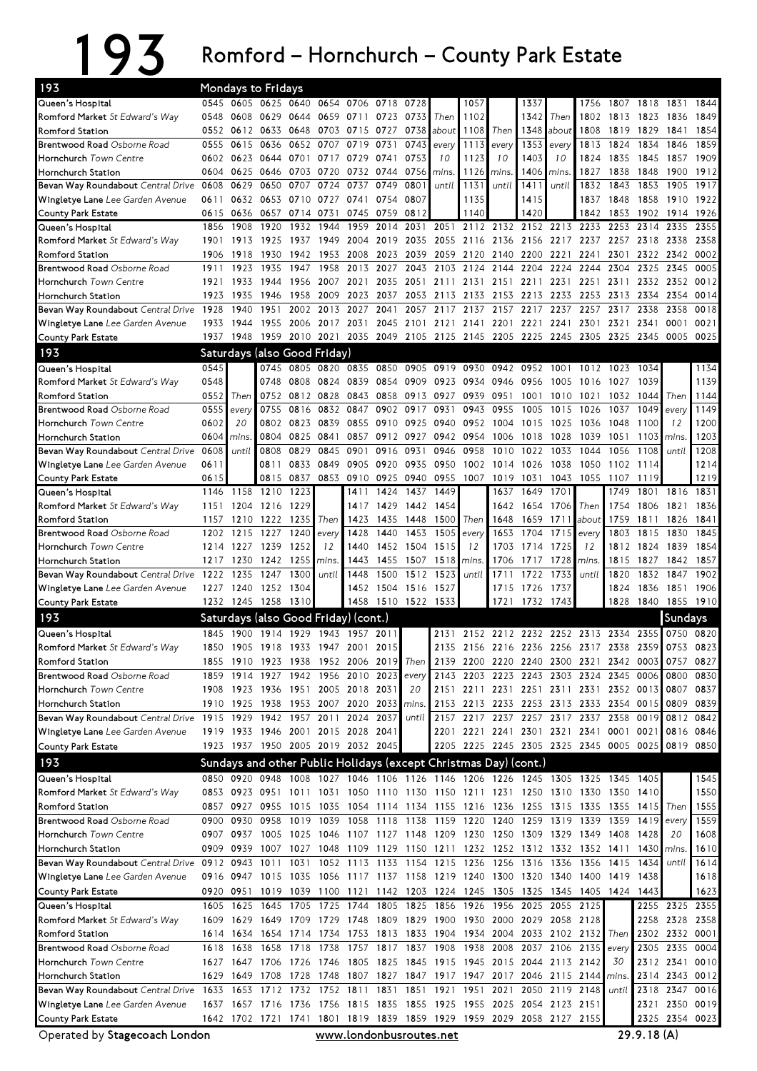# 193 Romford – Hornchurch – County Park Estate

## 193 Mondays to Fridays

| 193 | | | | | | | | | | | | | | | | | | |
|---|---|---|---|---|---|---|---|---|---|---|---|---|---|---|---|---|---|---|
| **Queen's Hospital** | 0545 | 0605 | 0625 | 0640 | 0654 | 0706 | 0718 | 0728 | | 1057 | | 1337 | | 1756 | 1807 | 1818 | 1831 | 1844 |
| **Romford Market** *St Edward's Way* | 0548 | 0608 | 0629 | 0644 | 0659 | 0711 | 0723 | 0733 | *Then* | 1102 | | 1342 | *Then* | 1802 | 1813 | 1823 | 1836 | 1849 |
| **Romford Station** | 0552 | 0612 | 0633 | 0648 | 0703 | 0715 | 0727 | 0738 | *about* | 1108 | *Then* | 1348 | *about* | 1808 | 1819 | 1829 | 1841 | 1854 |
| **Brentwood Road** *Osborne Road* | 0555 | 0615 | 0636 | 0652 | 0707 | 0719 | 0731 | 0743 | *every* | 1113 | *every* | 1353 | *every* | 1813 | 1824 | 1834 | 1846 | 1859 |
| **Hornchurch** *Town Centre* | 0602 | 0623 | 0644 | 0701 | 0717 | 0729 | 0741 | 0753 | *10* | 1123 | *10* | 1403 | *10* | 1824 | 1835 | 1845 | 1857 | 1909 |
| **Hornchurch Station** | 0604 | 0625 | 0646 | 0703 | 0720 | 0732 | 0744 | 0756 | *mins.* | 1126 | *mins.* | 1406 | *mins.* | 1827 | 1838 | 1848 | 1900 | 1912 |
| **Bevan Way Roundabout** *Central Drive* | 0608 | 0629 | 0650 | 0707 | 0724 | 0737 | 0749 | 0801 | *until* | 1131 | *until* | 1411 | *until* | 1832 | 1843 | 1853 | 1905 | 1917 |
| **Wingletye Lane** *Lee Garden Avenue* | 0611 | 0632 | 0653 | 0710 | 0727 | 0741 | 0754 | 0807 | | 1135 | | 1415 | | 1837 | 1848 | 1858 | 1910 | 1922 |
| **County Park Estate** | 0615 | 0636 | 0657 | 0714 | 0731 | 0745 | 0759 | 0812 | | 1140 | | 1420 | | 1842 | 1853 | 1902 | 1914 | 1926 |
| **Queen's Hospital** | 1856 | 1908 | 1920 | 1932 | 1944 | 1959 | 2014 | 2031 | 2051 | 2112 | 2132 | 2152 | 2213 | 2233 | 2253 | 2314 | 2335 | 2355 |
| **Romford Market** *St Edward's Way* | 1901 | 1913 | 1925 | 1937 | 1949 | 2004 | 2019 | 2035 | 2055 | 2116 | 2136 | 2156 | 2217 | 2237 | 2257 | 2318 | 2338 | 2358 |
| **Romford Station** | 1906 | 1918 | 1930 | 1942 | 1953 | 2008 | 2023 | 2039 | 2059 | 2120 | 2140 | 2200 | 2221 | 2241 | 2301 | 2322 | 2342 | 0002 |
| **Brentwood Road** *Osborne Road* | 1911 | 1923 | 1935 | 1947 | 1958 | 2013 | 2027 | 2043 | 2103 | 2124 | 2144 | 2204 | 2224 | 2244 | 2304 | 2325 | 2345 | 0005 |
| **Hornchurch** *Town Centre* | 1921 | 1933 | 1944 | 1956 | 2007 | 2021 | 2035 | 2051 | 2111 | 2131 | 2151 | 2211 | 2231 | 2251 | 2311 | 2332 | 2352 | 0012 |
| **Hornchurch Station** | 1923 | 1935 | 1946 | 1958 | 2009 | 2023 | 2037 | 2053 | 2113 | 2133 | 2153 | 2213 | 2233 | 2253 | 2313 | 2334 | 2354 | 0014 |
| **Bevan Way Roundabout** *Central Drive* | 1928 | 1940 | 1951 | 2002 | 2013 | 2027 | 2041 | 2057 | 2117 | 2137 | 2157 | 2217 | 2237 | 2257 | 2317 | 2338 | 2358 | 0018 |
| **Wingletye Lane** *Lee Garden Avenue* | 1933 | 1944 | 1955 | 2006 | 2017 | 2031 | 2045 | 2101 | 2121 | 2141 | 2201 | 2221 | 2241 | 2301 | 2321 | 2341 | 0001 | 0021 |
| **County Park Estate** | 1937 | 1948 | 1959 | 2010 | 2021 | 2035 | 2049 | 2105 | 2125 | 2145 | 2205 | 2225 | 2245 | 2305 | 2325 | 2345 | 0005 | 0025 |

## 193 Saturdays (also Good Friday)

| 193 | | | | | | | | | | | | | | | | | | |
|---|---|---|---|---|---|---|---|---|---|---|---|---|---|---|---|---|---|---|
| **Queen's Hospital** | 0545 | | 0745 | 0805 | 0820 | 0835 | 0850 | 0905 | 0919 | 0930 | 0942 | 0952 | 1001 | 1012 | 1023 | 1034 | | 1134 |
| **Romford Market** *St Edward's Way* | 0548 | | 0748 | 0808 | 0824 | 0839 | 0854 | 0909 | 0923 | 0934 | 0946 | 0956 | 1005 | 1016 | 1027 | 1039 | | 1139 |
| **Romford Station** | 0552 | *Then* | 0752 | 0812 | 0828 | 0843 | 0858 | 0913 | 0927 | 0939 | 0951 | 1001 | 1010 | 1021 | 1032 | 1044 | *Then* | 1144 |
| **Brentwood Road** *Osborne Road* | 0555 | *every* | 0755 | 0816 | 0832 | 0847 | 0902 | 0917 | 0931 | 0943 | 0955 | 1005 | 1015 | 1026 | 1037 | 1049 | *every* | 1149 |
| **Hornchurch** *Town Centre* | 0602 | *20* | 0802 | 0823 | 0839 | 0855 | 0910 | 0925 | 0940 | 0952 | 1004 | 1015 | 1025 | 1036 | 1048 | 1100 | *12* | 1200 |
| **Hornchurch Station** | 0604 | *mins.* | 0804 | 0825 | 0841 | 0857 | 0912 | 0927 | 0942 | 0954 | 1006 | 1018 | 1028 | 1039 | 1051 | 1103 | *mins.* | 1203 |
| **Bevan Way Roundabout** *Central Drive* | 0608 | *until* | 0808 | 0829 | 0845 | 0901 | 0916 | 0931 | 0946 | 0958 | 1010 | 1022 | 1033 | 1044 | 1056 | 1108 | *until* | 1208 |
| **Wingletye Lane** *Lee Garden Avenue* | 0611 | | 0811 | 0833 | 0849 | 0905 | 0920 | 0935 | 0950 | 1002 | 1014 | 1026 | 1038 | 1050 | 1102 | 1114 | | 1214 |
| **County Park Estate** | 0615 | | 0815 | 0837 | 0853 | 0910 | 0925 | 0940 | 0955 | 1007 | 1019 | 1031 | 1043 | 1055 | 1107 | 1119 | | 1219 |
| **Queen's Hospital** | 1146 | 1158 | 1210 | 1223 | | 1411 | 1424 | 1437 | 1449 | | 1637 | 1649 | 1701 | | 1749 | 1801 | 1816 | 1831 |
| **Romford Market** *St Edward's Way* | 1151 | 1204 | 1216 | 1229 | | 1417 | 1429 | 1442 | 1454 | | 1642 | 1654 | 1706 | *Then* | 1754 | 1806 | 1821 | 1836 |
| **Romford Station** | 1157 | 1210 | 1222 | 1235 | *Then* | 1423 | 1435 | 1448 | 1500 | *Then* | 1648 | 1659 | 1711 | *about* | 1759 | 1811 | 1826 | 1841 |
| **Brentwood Road** *Osborne Road* | 1202 | 1215 | 1227 | 1240 | *every* | 1428 | 1440 | 1453 | 1505 | *every* | 1653 | 1704 | 1715 | *every* | 1803 | 1815 | 1830 | 1845 |
| **Hornchurch** *Town Centre* | 1214 | 1227 | 1239 | 1252 | *12* | 1440 | 1452 | 1504 | 1515 | *12* | 1703 | 1714 | 1725 | *12* | 1812 | 1824 | 1839 | 1854 |
| **Hornchurch Station** | 1217 | 1230 | 1242 | 1255 | *mins.* | 1443 | 1455 | 1507 | 1518 | *mins.* | 1706 | 1717 | 1728 | *mins.* | 1815 | 1827 | 1842 | 1857 |
| **Bevan Way Roundabout** *Central Drive* | 1222 | 1235 | 1247 | 1300 | *until* | 1448 | 1500 | 1512 | 1523 | *until* | 1711 | 1722 | 1733 | *until* | 1820 | 1832 | 1847 | 1902 |
| **Wingletye Lane** *Lee Garden Avenue* | 1227 | 1240 | 1252 | 1304 | | 1452 | 1504 | 1516 | 1527 | | 1715 | 1726 | 1737 | | 1824 | 1836 | 1851 | 1906 |
| **County Park Estate** | 1232 | 1245 | 1258 | 1310 | | 1458 | 1510 | 1522 | 1533 | | 1721 | 1732 | 1743 | | 1828 | 1840 | 1855 | 1910 |

## 193 Saturdays (also Good Friday) (cont.) / Sundays

| 193 | | | | | | | | | | | | | | | | | Sundays | |
|---|---|---|---|---|---|---|---|---|---|---|---|---|---|---|---|---|---|---|
| **Queen's Hospital** | 1845 | 1900 | 1914 | 1929 | 1943 | 1957 | 2011 | | 2131 | 2152 | 2212 | 2232 | 2252 | 2313 | 2334 | 2355 | 0750 | 0820 |
| **Romford Market** *St Edward's Way* | 1850 | 1905 | 1918 | 1933 | 1947 | 2001 | 2015 | | 2135 | 2156 | 2216 | 2236 | 2256 | 2317 | 2338 | 2359 | 0753 | 0823 |
| **Romford Station** | 1855 | 1910 | 1923 | 1938 | 1952 | 2006 | 2019 | *Then* | 2139 | 2200 | 2220 | 2240 | 2300 | 2321 | 2342 | 0003 | 0757 | 0827 |
| **Brentwood Road** *Osborne Road* | 1859 | 1914 | 1927 | 1942 | 1956 | 2010 | 2023 | *every* | 2143 | 2203 | 2223 | 2243 | 2303 | 2324 | 2345 | 0006 | 0800 | 0830 |
| **Hornchurch** *Town Centre* | 1908 | 1923 | 1936 | 1951 | 2005 | 2018 | 2031 | *20* | 2151 | 2211 | 2231 | 2251 | 2311 | 2331 | 2352 | 0013 | 0807 | 0837 |
| **Hornchurch Station** | 1910 | 1925 | 1938 | 1953 | 2007 | 2020 | 2033 | *mins.* | 2153 | 2213 | 2233 | 2253 | 2313 | 2333 | 2354 | 0015 | 0809 | 0839 |
| **Bevan Way Roundabout** *Central Drive* | 1915 | 1929 | 1942 | 1957 | 2011 | 2024 | 2037 | *until* | 2157 | 2217 | 2237 | 2257 | 2317 | 2337 | 2358 | 0019 | 0812 | 0842 |
| **Wingletye Lane** *Lee Garden Avenue* | 1919 | 1933 | 1946 | 2001 | 2015 | 2028 | 2041 | | 2201 | 2221 | 2241 | 2301 | 2321 | 2341 | 0001 | 0021 | 0816 | 0846 |
| **County Park Estate** | 1923 | 1937 | 1950 | 2005 | 2019 | 2032 | 2045 | | 2205 | 2225 | 2245 | 2305 | 2325 | 2345 | 0005 | 0025 | 0819 | 0850 |

## 193 Sundays and other Public Holidays (except Christmas Day) (cont.)

| 193 | | | | | | | | | | | | | | | | | | |
|---|---|---|---|---|---|---|---|---|---|---|---|---|---|---|---|---|---|---|
| **Queen's Hospital** | 0850 | 0920 | 0948 | 1008 | 1027 | 1046 | 1106 | 1126 | 1146 | 1206 | 1226 | 1245 | 1305 | 1325 | 1345 | 1405 | | 1545 |
| **Romford Market** *St Edward's Way* | 0853 | 0923 | 0951 | 1011 | 1031 | 1050 | 1110 | 1130 | 1150 | 1211 | 1231 | 1250 | 1310 | 1330 | 1350 | 1410 | | 1550 |
| **Romford Station** | 0857 | 0927 | 0955 | 1015 | 1035 | 1054 | 1114 | 1134 | 1155 | 1216 | 1236 | 1255 | 1315 | 1335 | 1355 | 1415 | *Then* | 1555 |
| **Brentwood Road** *Osborne Road* | 0900 | 0930 | 0958 | 1019 | 1039 | 1058 | 1118 | 1138 | 1159 | 1220 | 1240 | 1259 | 1319 | 1339 | 1359 | 1419 | *every* | 1559 |
| **Hornchurch** *Town Centre* | 0907 | 0937 | 1005 | 1025 | 1046 | 1107 | 1127 | 1148 | 1209 | 1230 | 1250 | 1309 | 1329 | 1349 | 1408 | 1428 | *20* | 1608 |
| **Hornchurch Station** | 0909 | 0939 | 1007 | 1027 | 1048 | 1109 | 1129 | 1150 | 1211 | 1232 | 1252 | 1312 | 1332 | 1352 | 1411 | 1430 | *mins.* | 1610 |
| **Bevan Way Roundabout** *Central Drive* | 0912 | 0943 | 1011 | 1031 | 1052 | 1113 | 1133 | 1154 | 1215 | 1236 | 1256 | 1316 | 1336 | 1356 | 1415 | 1434 | *until* | 1614 |
| **Wingletye Lane** *Lee Garden Avenue* | 0916 | 0947 | 1015 | 1035 | 1056 | 1117 | 1137 | 1158 | 1219 | 1240 | 1300 | 1320 | 1340 | 1400 | 1419 | 1438 | | 1618 |
| **County Park Estate** | 0920 | 0951 | 1019 | 1039 | 1100 | 1121 | 1142 | 1203 | 1224 | 1245 | 1305 | 1325 | 1345 | 1405 | 1424 | 1443 | | 1623 |
| **Queen's Hospital** | 1605 | 1625 | 1645 | 1705 | 1725 | 1744 | 1805 | 1825 | 1856 | 1926 | 1956 | 2025 | 2055 | 2125 | | 2255 | 2325 | 2355 |
| **Romford Market** *St Edward's Way* | 1609 | 1629 | 1649 | 1709 | 1729 | 1748 | 1809 | 1829 | 1900 | 1930 | 2000 | 2029 | 2058 | 2128 | | 2258 | 2328 | 2358 |
| **Romford Station** | 1614 | 1634 | 1654 | 1714 | 1734 | 1753 | 1813 | 1833 | 1904 | 1934 | 2004 | 2033 | 2102 | 2132 | *Then* | 2302 | 2332 | 0001 |
| **Brentwood Road** *Osborne Road* | 1618 | 1638 | 1658 | 1718 | 1738 | 1757 | 1817 | 1837 | 1908 | 1938 | 2008 | 2037 | 2106 | 2135 | *every* | 2305 | 2335 | 0004 |
| **Hornchurch** *Town Centre* | 1627 | 1647 | 1706 | 1726 | 1746 | 1805 | 1825 | 1845 | 1915 | 1945 | 2015 | 2044 | 2113 | 2142 | *30* | 2312 | 2341 | 0010 |
| **Hornchurch Station** | 1629 | 1649 | 1708 | 1728 | 1748 | 1807 | 1827 | 1847 | 1917 | 1947 | 2017 | 2046 | 2115 | 2144 | *mins.* | 2314 | 2343 | 0012 |
| **Bevan Way Roundabout** *Central Drive* | 1633 | 1653 | 1712 | 1732 | 1752 | 1811 | 1831 | 1851 | 1921 | 1951 | 2021 | 2050 | 2119 | 2148 | *until* | 2318 | 2347 | 0016 |
| **Wingletye Lane** *Lee Garden Avenue* | 1637 | 1657 | 1716 | 1736 | 1756 | 1815 | 1835 | 1855 | 1925 | 1955 | 2025 | 2054 | 2123 | 2151 | | 2321 | 2350 | 0019 |
| **County Park Estate** | 1642 | 1702 | 1721 | 1741 | 1801 | 1819 | 1839 | 1859 | 1929 | 1959 | 2029 | 2058 | 2127 | 2155 | | 2325 | 2354 | 0023 |

Operated by **Stagecoach London** — www.londonbusroutes.net — 29.9.18 (A)